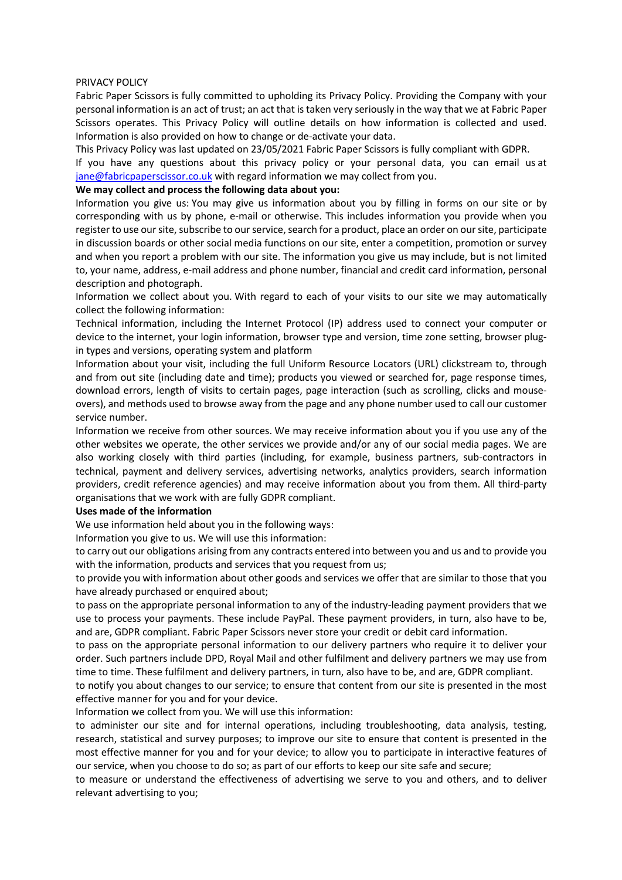PRIVACY POLICY

Fabric Paper Scissors is fully committed to upholding its Privacy Policy. Providing the Company with your personal information is an act of trust; an act that is taken very seriously in the way that we at Fabric Paper Scissors operates. This Privacy Policy will outline details on how information is collected and used. Information is also provided on how to change or de-activate your data.

This Privacy Policy was last updated on 23/05/2021 Fabric Paper Scissors is fully compliant with GDPR.

If you have any questions about this privacy policy or your personal data, you can email us at jane@fabricpaperscissor.co.uk with regard information we may collect from you.

**We may collect and process the following data about you:**

Information you give us: You may give us information about you by filling in forms on our site or by corresponding with us by phone, e-mail or otherwise. This includes information you provide when you register to use our site, subscribe to our service, search for a product, place an order on our site, participate in discussion boards or other social media functions on our site, enter a competition, promotion or survey and when you report a problem with our site. The information you give us may include, but is not limited to, your name, address, e-mail address and phone number, financial and credit card information, personal description and photograph.

Information we collect about you. With regard to each of your visits to our site we may automatically collect the following information:

Technical information, including the Internet Protocol (IP) address used to connect your computer or device to the internet, your login information, browser type and version, time zone setting, browser plug-in types and versions, operating system and platform

Information about your visit, including the full Uniform Resource Locators (URL) clickstream to, through and from out site (including date and time); products you viewed or searched for, page response times, download errors, length of visits to certain pages, page interaction (such as scrolling, clicks and mouse-overs), and methods used to browse away from the page and any phone number used to call our customer service number.

Information we receive from other sources. We may receive information about you if you use any of the other websites we operate, the other services we provide and/or any of our social media pages. We are also working closely with third parties (including, for example, business partners, sub-contractors in technical, payment and delivery services, advertising networks, analytics providers, search information providers, credit reference agencies) and may receive information about you from them. All third-party organisations that we work with are fully GDPR compliant.

**Uses made of the information**

We use information held about you in the following ways:

Information you give to us. We will use this information:

to carry out our obligations arising from any contracts entered into between you and us and to provide you with the information, products and services that you request from us;

to provide you with information about other goods and services we offer that are similar to those that you have already purchased or enquired about;

to pass on the appropriate personal information to any of the industry-leading payment providers that we use to process your payments. These include PayPal. These payment providers, in turn, also have to be, and are, GDPR compliant. Fabric Paper Scissors never store your credit or debit card information.

to pass on the appropriate personal information to our delivery partners who require it to deliver your order. Such partners include DPD, Royal Mail and other fulfilment and delivery partners we may use from time to time. These fulfilment and delivery partners, in turn, also have to be, and are, GDPR compliant.

to notify you about changes to our service; to ensure that content from our site is presented in the most effective manner for you and for your device.

Information we collect from you. We will use this information:

to administer our site and for internal operations, including troubleshooting, data analysis, testing, research, statistical and survey purposes; to improve our site to ensure that content is presented in the most effective manner for you and for your device; to allow you to participate in interactive features of our service, when you choose to do so; as part of our efforts to keep our site safe and secure;

to measure or understand the effectiveness of advertising we serve to you and others, and to deliver relevant advertising to you;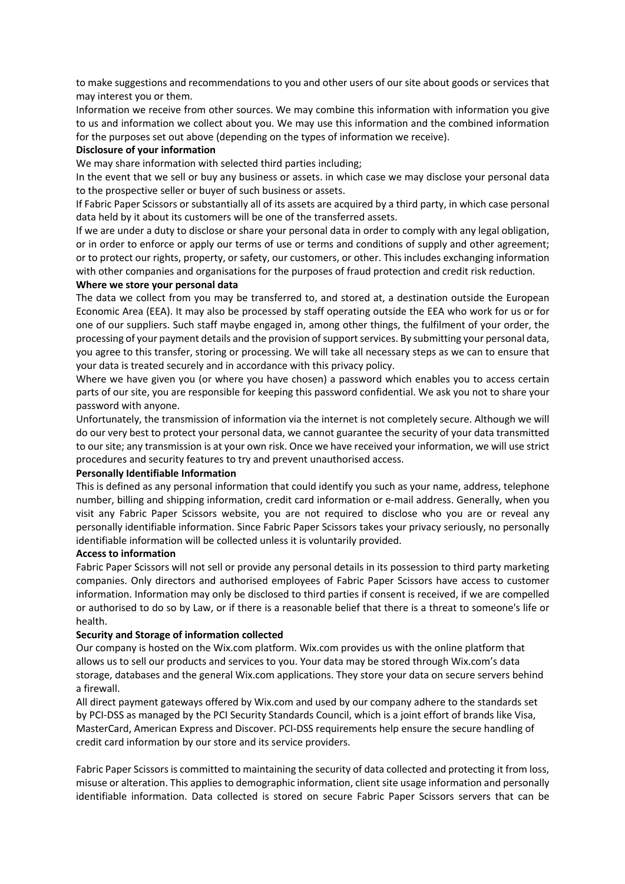to make suggestions and recommendations to you and other users of our site about goods or services that may interest you or them.

Information we receive from other sources. We may combine this information with information you give to us and information we collect about you. We may use this information and the combined information for the purposes set out above (depending on the types of information we receive).

**Disclosure of your information**

We may share information with selected third parties including;

In the event that we sell or buy any business or assets. in which case we may disclose your personal data to the prospective seller or buyer of such business or assets.

If Fabric Paper Scissors or substantially all of its assets are acquired by a third party, in which case personal data held by it about its customers will be one of the transferred assets.

If we are under a duty to disclose or share your personal data in order to comply with any legal obligation, or in order to enforce or apply our terms of use or terms and conditions of supply and other agreement; or to protect our rights, property, or safety, our customers, or other. This includes exchanging information with other companies and organisations for the purposes of fraud protection and credit risk reduction.

**Where we store your personal data**

The data we collect from you may be transferred to, and stored at, a destination outside the European Economic Area (EEA). It may also be processed by staff operating outside the EEA who work for us or for one of our suppliers. Such staff maybe engaged in, among other things, the fulfilment of your order, the processing of your payment details and the provision of support services. By submitting your personal data, you agree to this transfer, storing or processing. We will take all necessary steps as we can to ensure that your data is treated securely and in accordance with this privacy policy.

Where we have given you (or where you have chosen) a password which enables you to access certain parts of our site, you are responsible for keeping this password confidential. We ask you not to share your password with anyone.

Unfortunately, the transmission of information via the internet is not completely secure. Although we will do our very best to protect your personal data, we cannot guarantee the security of your data transmitted to our site; any transmission is at your own risk. Once we have received your information, we will use strict procedures and security features to try and prevent unauthorised access.

**Personally Identifiable Information**

This is defined as any personal information that could identify you such as your name, address, telephone number, billing and shipping information, credit card information or e-mail address. Generally, when you visit any Fabric Paper Scissors website, you are not required to disclose who you are or reveal any personally identifiable information. Since Fabric Paper Scissors takes your privacy seriously, no personally identifiable information will be collected unless it is voluntarily provided.

**Access to information**

Fabric Paper Scissors will not sell or provide any personal details in its possession to third party marketing companies. Only directors and authorised employees of Fabric Paper Scissors have access to customer information. Information may only be disclosed to third parties if consent is received, if we are compelled or authorised to do so by Law, or if there is a reasonable belief that there is a threat to someone's life or health.

**Security and Storage of information collected**

Our company is hosted on the Wix.com platform. Wix.com provides us with the online platform that allows us to sell our products and services to you. Your data may be stored through Wix.com's data storage, databases and the general Wix.com applications. They store your data on secure servers behind a firewall.

All direct payment gateways offered by Wix.com and used by our company adhere to the standards set by PCI-DSS as managed by the PCI Security Standards Council, which is a joint effort of brands like Visa, MasterCard, American Express and Discover. PCI-DSS requirements help ensure the secure handling of credit card information by our store and its service providers.

Fabric Paper Scissors is committed to maintaining the security of data collected and protecting it from loss, misuse or alteration. This applies to demographic information, client site usage information and personally identifiable information. Data collected is stored on secure Fabric Paper Scissors servers that can be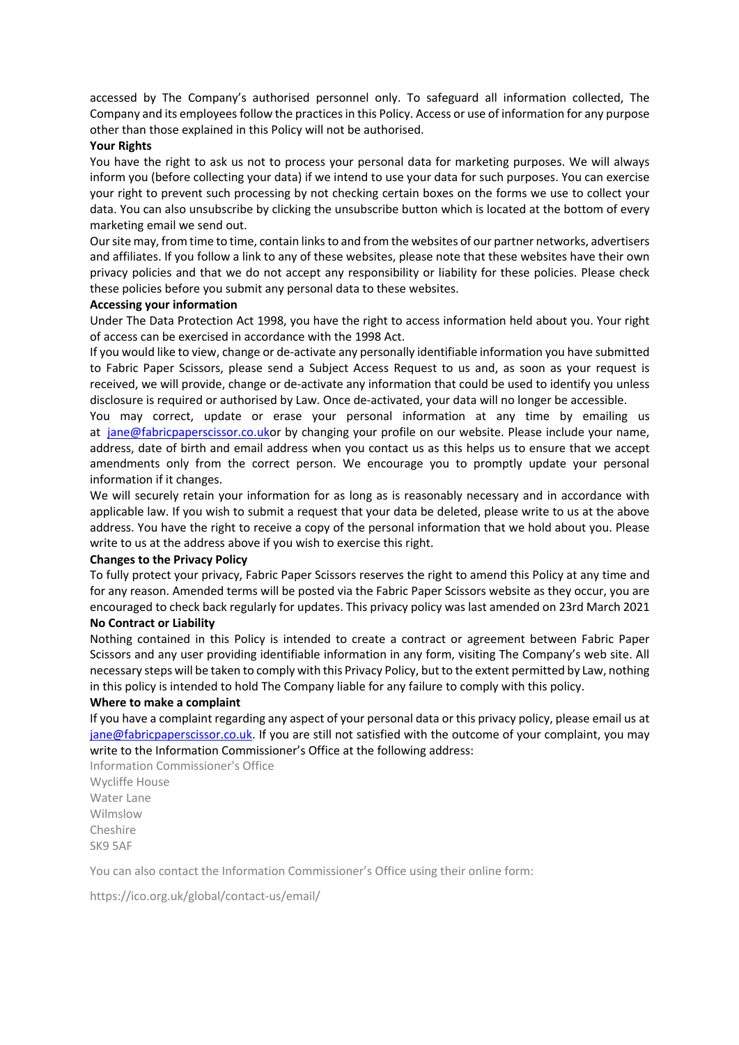accessed by The Company's authorised personnel only. To safeguard all information collected, The Company and its employees follow the practices in this Policy. Access or use of information for any purpose other than those explained in this Policy will not be authorised.

**Your Rights**

You have the right to ask us not to process your personal data for marketing purposes. We will always inform you (before collecting your data) if we intend to use your data for such purposes. You can exercise your right to prevent such processing by not checking certain boxes on the forms we use to collect your data. You can also unsubscribe by clicking the unsubscribe button which is located at the bottom of every marketing email we send out.

Our site may, from time to time, contain links to and from the websites of our partner networks, advertisers and affiliates. If you follow a link to any of these websites, please note that these websites have their own privacy policies and that we do not accept any responsibility or liability for these policies. Please check these policies before you submit any personal data to these websites.

**Accessing your information**

Under The Data Protection Act 1998, you have the right to access information held about you. Your right of access can be exercised in accordance with the 1998 Act.

If you would like to view, change or de-activate any personally identifiable information you have submitted to Fabric Paper Scissors, please send a Subject Access Request to us and, as soon as your request is received, we will provide, change or de-activate any information that could be used to identify you unless disclosure is required or authorised by Law. Once de-activated, your data will no longer be accessible.

You may correct, update or erase your personal information at any time by emailing us at jane@fabricpaperscissor.co.ukor by changing your profile on our website. Please include your name, address, date of birth and email address when you contact us as this helps us to ensure that we accept amendments only from the correct person. We encourage you to promptly update your personal information if it changes.

We will securely retain your information for as long as is reasonably necessary and in accordance with applicable law. If you wish to submit a request that your data be deleted, please write to us at the above address. You have the right to receive a copy of the personal information that we hold about you. Please write to us at the address above if you wish to exercise this right.

**Changes to the Privacy Policy**

To fully protect your privacy, Fabric Paper Scissors reserves the right to amend this Policy at any time and for any reason. Amended terms will be posted via the Fabric Paper Scissors website as they occur, you are encouraged to check back regularly for updates. This privacy policy was last amended on 23rd March 2021

**No Contract or Liability**

Nothing contained in this Policy is intended to create a contract or agreement between Fabric Paper Scissors and any user providing identifiable information in any form, visiting The Company's web site. All necessary steps will be taken to comply with this Privacy Policy, but to the extent permitted by Law, nothing in this policy is intended to hold The Company liable for any failure to comply with this policy.

**Where to make a complaint**

If you have a complaint regarding any aspect of your personal data or this privacy policy, please email us at jane@fabricpaperscissor.co.uk. If you are still not satisfied with the outcome of your complaint, you may write to the Information Commissioner's Office at the following address:

Information Commissioner's Office
Wycliffe House
Water Lane
Wilmslow
Cheshire
SK9 5AF

You can also contact the Information Commissioner's Office using their online form:

https://ico.org.uk/global/contact-us/email/